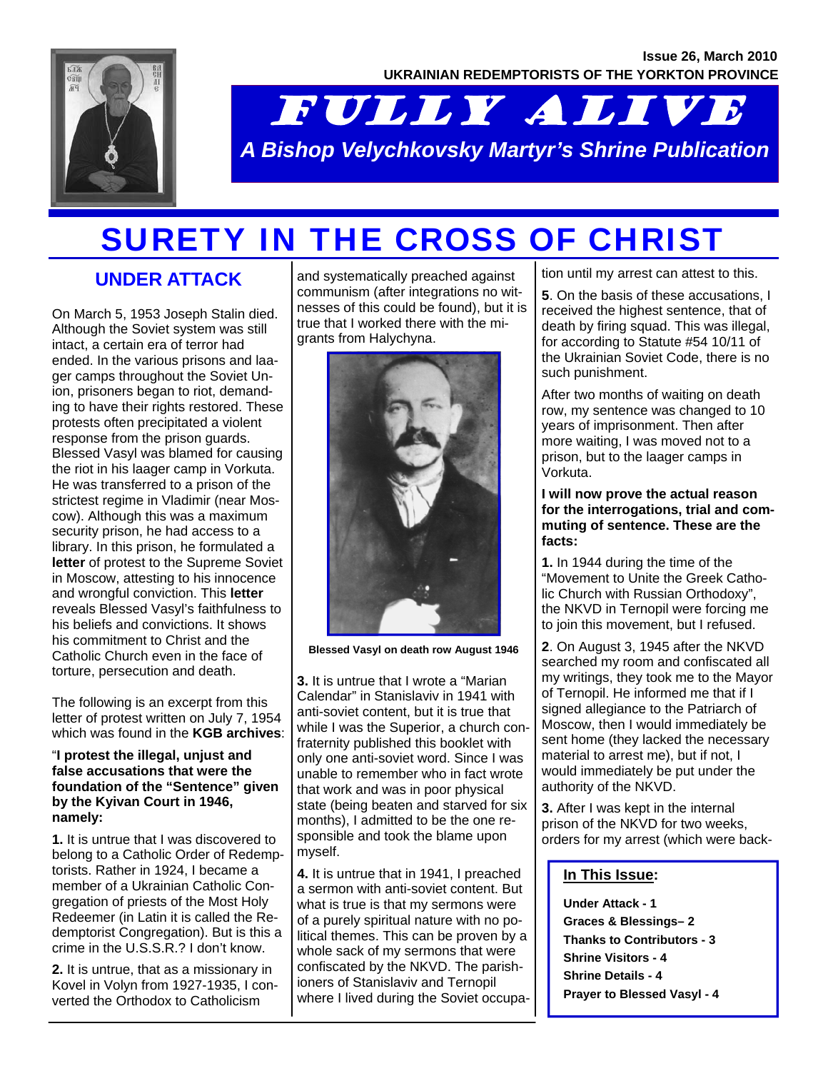Issue 26, March 2010

UKRAINIAN REDEMPTORISTS OF THE YORKTON PROVINCE

# FULLY ALIVE

*A Bishop Velychkovsky Martyr's Shrine Publication*

# SURETY IN THE CROSS OF CHRIST

## UNDER ATTACK

On March 5, 1953 Joseph Stalin died. Although the Soviet system was still intact, a certain era of terror had ended. In the various prisons and laager camps throughout the Soviet Union, prisoners began to riot, demanding to have their rights restored. These protests often precipitated a violent response from the prison guards. Blessed Vasyl was blamed for causing the riot in his laager camp in Vorkuta. He was transferred to a prison of the strictest regime in Vladimir (near Moscow). Although this was a maximum security prison, he had access to a library. In this prison, he formulated a **letter** of protest to the Supreme Soviet in Moscow, attesting to his innocence and wrongful conviction. This **letter** reveals Blessed Vasyl's faithfulness to his beliefs and convictions. It shows his commitment to Christ and the Catholic Church even in the face of torture, persecution and death.

The following is an excerpt from this letter of protest written on July 7, 1954 which was found in the **KGB archives**:

"**I protest the illegal, unjust and false accusations that were the foundation of the "Sentence" given by the Kyivan Court in 1946, namely:**

**1.** It is untrue that I was discovered to belong to a Catholic Order of Redemptorists. Rather in 1924, I became a member of a Ukrainian Catholic Congregation of priests of the Most Holy Redeemer (in Latin it is called the Redemptorist Congregation). But is this a crime in the U.S.S.R.? I don't know.

**2.** It is untrue, that as a missionary in Kovel in Volyn from 1927-1935, I converted the Orthodox to Catholicism and systematically preached against communism (after integrations no witnesses of this could be found), but it is true that I worked there with the migrants from Halychyna.

Blessed Vasyl on death row August 1946

**3.** It is untrue that I wrote a "Marian Calendar" in Stanislaviv in 1941 with anti-soviet content, but it is true that while I was the Superior, a church confraternity published this booklet with only one anti-soviet word. Since I was unable to remember who in fact wrote that work and was in poor physical state (being beaten and starved for six months), I admitted to be the one responsible and took the blame upon myself.

**4.** It is untrue that in 1941, I preached a sermon with anti-soviet content. But what is true is that my sermons were of a purely spiritual nature with no political themes. This can be proven by a whole sack of my sermons that were confiscated by the NKVD. The parishioners of Stanislaviv and Ternopil where I lived during the Soviet occupation until my arrest can attest to this.

**5**. On the basis of these accusations, I received the highest sentence, that of death by firing squad. This was illegal, for according to Statute #54 10/11 of the Ukrainian Soviet Code, there is no such punishment.

After two months of waiting on death row, my sentence was changed to 10 years of imprisonment. Then after more waiting, I was moved not to a prison, but to the laager camps in Vorkuta.

**I will now prove the actual reason for the interrogations, trial and commuting of sentence. These are the facts:**

**1.** In 1944 during the time of the "Movement to Unite the Greek Catholic Church with Russian Orthodoxy", the NKVD in Ternopil were forcing me to join this movement, but I refused.

**2**. On August 3, 1945 after the NKVD searched my room and confiscated all my writings, they took me to the Mayor of Ternopil. He informed me that if I signed allegiance to the Patriarch of Moscow, then I would immediately be sent home (they lacked the necessary material to arrest me), but if not, I would immediately be put under the authority of the NKVD.

**3.** After I was kept in the internal prison of the NKVD for two weeks, orders for my arrest (which were back-

**In This Issue:**

- Under Attack - 1
- Graces & Blessings– 2
- Thanks to Contributors - 3
- Shrine Visitors - 4
- Shrine Details - 4
- Prayer to Blessed Vasyl - 4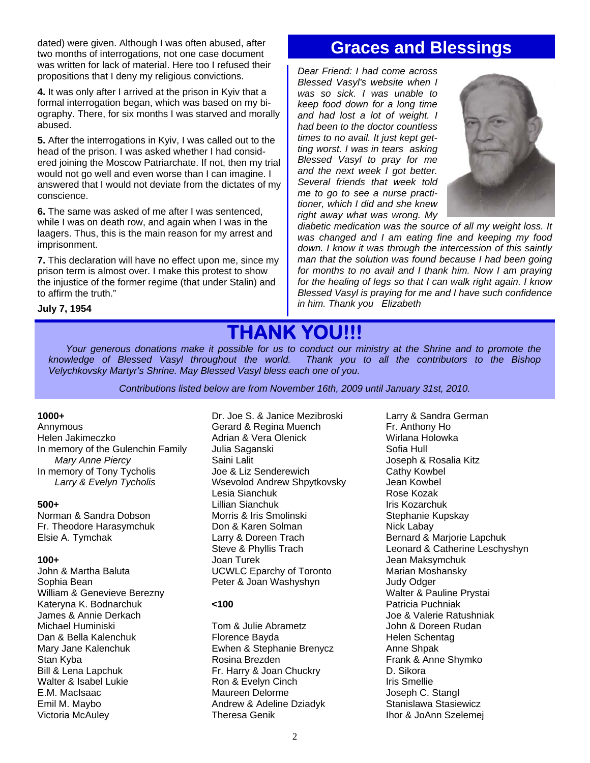dated) were given. Although I was often abused, after two months of interrogations, not one case document was written for lack of material. Here too I refused their propositions that I deny my religious convictions.

**4.** It was only after I arrived at the prison in Kyiv that a formal interrogation began, which was based on my biography. There, for six months I was starved and morally abused.

**5.** After the interrogations in Kyiv, I was called out to the head of the prison. I was asked whether I had considered joining the Moscow Patriarchate. If not, then my trial would not go well and even worse than I can imagine. I answered that I would not deviate from the dictates of my conscience.

**6.** The same was asked of me after I was sentenced, while I was on death row, and again when I was in the laagers. Thus, this is the main reason for my arrest and imprisonment.

**7.** This declaration will have no effect upon me, since my prison term is almost over. I make this protest to show the injustice of the former regime (that under Stalin) and to affirm the truth."

**July 7, 1954**

## Graces and Blessings

*Dear Friend: I had come across Blessed Vasyl's website when I was so sick. I was unable to keep food down for a long time and had lost a lot of weight. I had been to the doctor countless times to no avail. It just kept getting worst. I was in tears asking Blessed Vasyl to pray for me and the next week I got better. Several friends that week told me to go to see a nurse practitioner, which I did and she knew right away what was wrong. My diabetic medication was the source of all my weight loss. It was changed and I am eating fine and keeping my food down. I know it was through the intercession of this saintly man that the solution was found because I had been going for months to no avail and I thank him. Now I am praying for the healing of legs so that I can walk right again. I know Blessed Vasyl is praying for me and I have such confidence in him. Thank you Elizabeth*

## THANK YOU!!!

*Your generous donations make it possible for us to conduct our ministry at the Shrine and to promote the knowledge of Blessed Vasyl throughout the world. Thank you to all the contributors to the Bishop Velychkovsky Martyr's Shrine. May Blessed Vasyl bless each one of you.*

*Contributions listed below are from November 16th, 2009 until January 31st, 2010.*

**1000+**

Annymous
Helen Jakimeczko
In memory of the Gulenchin Family
*Mary Anne Piercy*
In memory of Tony Tycholis
*Larry & Evelyn Tycholis*

**500+**

Norman & Sandra Dobson
Fr. Theodore Harasymchuk
Elsie A. Tymchak

**100+**

John & Martha Baluta
Sophia Bean
William & Genevieve Berezny
Kateryna K. Bodnarchuk
James & Annie Derkach
Michael Huminiski
Dan & Bella Kalenchuk
Mary Jane Kalenchuk
Stan Kyba
Bill & Lena Lapchuk
Walter & Isabel Lukie
E.M. MacIsaac
Emil M. Maybo
Victoria McAuley
Dr. Joe S. & Janice Mezibroski
Gerard & Regina Muench
Adrian & Vera Olenick
Julia Saganski
Saini Lalit
Joe & Liz Senderewich
Wsevolod Andrew Shpytkovsky
Lesia Sianchuk
Lillian Sianchuk
Morris & Iris Smolinski
Don & Karen Solman
Larry & Doreen Trach
Steve & Phyllis Trach
Joan Turek
UCWLC Eparchy of Toronto
Peter & Joan Washyshyn

**<100**

Tom & Julie Abrametz
Florence Bayda
Ewhen & Stephanie Brenycz
Rosina Brezden
Fr. Harry & Joan Chuckry
Ron & Evelyn Cinch
Maureen Delorme
Andrew & Adeline Dziadyk
Theresa Genik
Larry & Sandra German
Fr. Anthony Ho
Wirlana Holowka
Sofia Hull
Joseph & Rosalia Kitz
Cathy Kowbel
Jean Kowbel
Rose Kozak
Iris Kozarchuk
Stephanie Kupskay
Nick Labay
Bernard & Marjorie Lapchuk
Leonard & Catherine Leschyshyn
Jean Maksymchuk
Marian Moshansky
Judy Odger
Walter & Pauline Prystai
Patricia Puchniak
Joe & Valerie Ratushniak
John & Doreen Rudan
Helen Schentag
Anne Shpak
Frank & Anne Shymko
D. Sikora
Iris Smellie
Joseph C. Stangl
Stanislawa Stasiewicz
Ihor & JoAnn Szelemej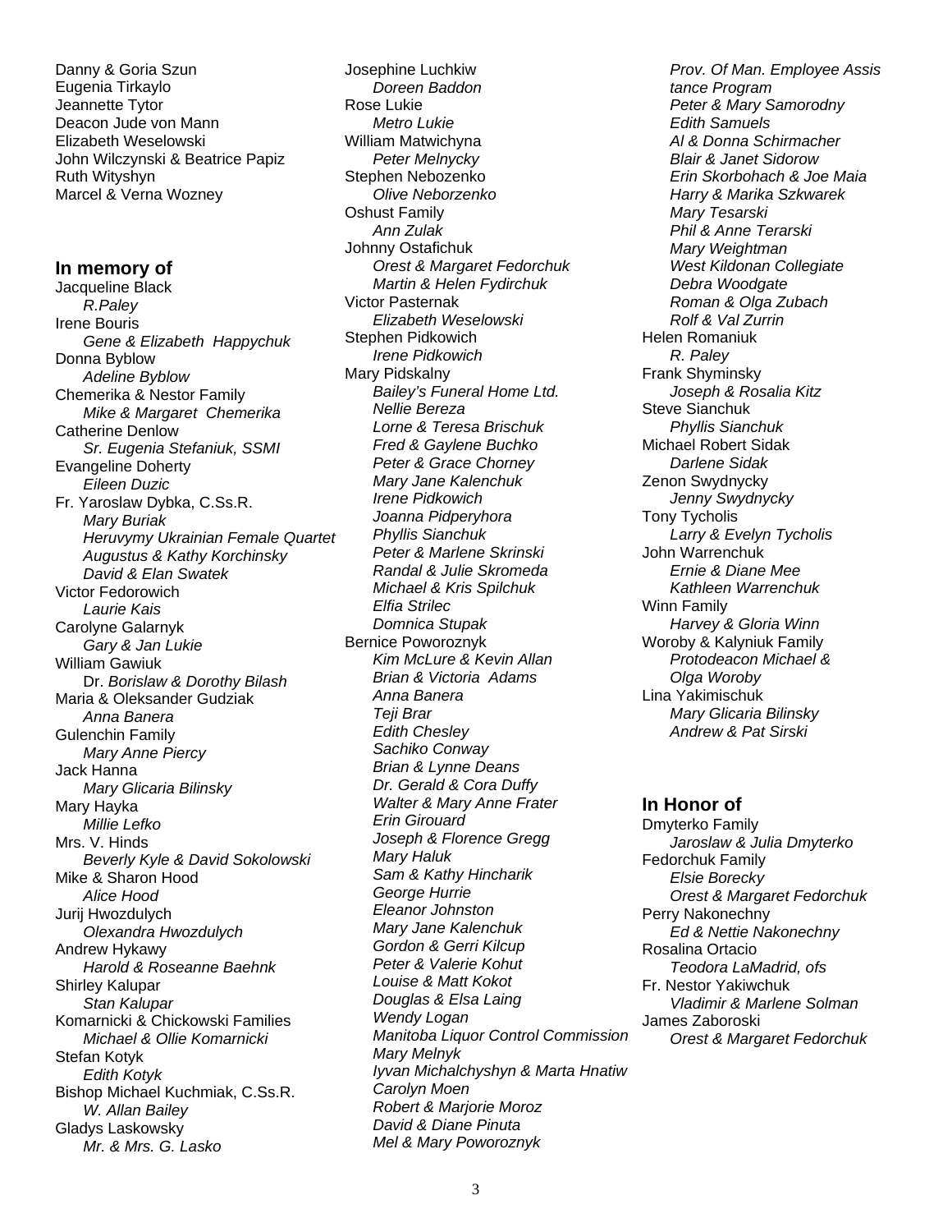Danny & Goria Szun
Eugenia Tirkaylo
Jeannette Tytor
Deacon Jude von Mann
Elizabeth Weselowski
John Wilczynski & Beatrice Papiz
Ruth Wityshyn
Marcel & Verna Wozney

## In memory of

Jacqueline Black
*R.Paley*
Irene Bouris
*Gene & Elizabeth Happychuk*
Donna Byblow
*Adeline Byblow*
Chemerika & Nestor Family
*Mike & Margaret Chemerika*
Catherine Denlow
*Sr. Eugenia Stefaniuk, SSMI*
Evangeline Doherty
*Eileen Duzic*
Fr. Yaroslaw Dybka, C.Ss.R.
*Mary Buriak*
*Heruvymy Ukrainian Female Quartet*
*Augustus & Kathy Korchinsky*
*David & Elan Swatek*
Victor Fedorowich
*Laurie Kais*
Carolyne Galarnyk
*Gary & Jan Lukie*
William Gawiuk
Dr. *Borislaw & Dorothy Bilash*
Maria & Oleksander Gudziak
*Anna Banera*
Gulenchin Family
*Mary Anne Piercy*
Jack Hanna
*Mary Glicaria Bilinsky*
Mary Hayka
*Millie Lefko*
Mrs. V. Hinds
*Beverly Kyle & David Sokolowski*
Mike & Sharon Hood
*Alice Hood*
Jurij Hwozdulych
*Olexandra Hwozdulych*
Andrew Hykawy
*Harold & Roseanne Baehnk*
Shirley Kalupar
*Stan Kalupar*
Komarnicki & Chickowski Families
*Michael & Ollie Komarnicki*
Stefan Kotyk
*Edith Kotyk*
Bishop Michael Kuchmiak, C.Ss.R.
*W. Allan Bailey*
Gladys Laskowsky
*Mr. & Mrs. G. Lasko*
Josephine Luchkiw
*Doreen Baddon*
Rose Lukie
*Metro Lukie*
William Matwichyna
*Peter Melnycky*
Stephen Nebozenko
*Olive Neborzenko*
Oshust Family
*Ann Zulak*
Johnny Ostafichuk
*Orest & Margaret Fedorchuk*
*Martin & Helen Fydirchuk*
Victor Pasternak
*Elizabeth Weselowski*
Stephen Pidkowich
*Irene Pidkowich*
Mary Pidskalny
*Bailey's Funeral Home Ltd.*
*Nellie Bereza*
*Lorne & Teresa Brischuk*
*Fred & Gaylene Buchko*
*Peter & Grace Chorney*
*Mary Jane Kalenchuk*
*Irene Pidkowich*
*Joanna Pidperyhora*
*Phyllis Sianchuk*
*Peter & Marlene Skrinski*
*Randal & Julie Skromeda*
*Michael & Kris Spilchuk*
*Elfia Strilec*
*Domnica Stupak*
Bernice Poworoznyk
*Kim McLure & Kevin Allan*
*Brian & Victoria Adams*
*Anna Banera*
*Teji Brar*
*Edith Chesley*
*Sachiko Conway*
*Brian & Lynne Deans*
*Dr. Gerald & Cora Duffy*
*Walter & Mary Anne Frater*
*Erin Girouard*
*Joseph & Florence Gregg*
*Mary Haluk*
*Sam & Kathy Hincharik*
*George Hurrie*
*Eleanor Johnston*
*Mary Jane Kalenchuk*
*Gordon & Gerri Kilcup*
*Peter & Valerie Kohut*
*Louise & Matt Kokot*
*Douglas & Elsa Laing*
*Wendy Logan*
*Manitoba Liquor Control Commission*
*Mary Melnyk*
*Iyvan Michalchyshyn & Marta Hnatiw*
*Carolyn Moen*
*Robert & Marjorie Moroz*
*David & Diane Pinuta*
*Mel & Mary Poworoznyk*
*Prov. Of Man. Employee Assistance Program*
*Peter & Mary Samorodny*
*Edith Samuels*
*Al & Donna Schirmacher*
*Blair & Janet Sidorow*
*Erin Skorbohach & Joe Maia*
*Harry & Marika Szkwarek*
*Mary Tesarski*
*Phil & Anne Terarski*
*Mary Weightman*
*West Kildonan Collegiate*
*Debra Woodgate*
*Roman & Olga Zubach*
*Rolf & Val Zurrin*
Helen Romaniuk
*R. Paley*
Frank Shyminsky
*Joseph & Rosalia Kitz*
Steve Sianchuk
*Phyllis Sianchuk*
Michael Robert Sidak
*Darlene Sidak*
Zenon Swydnycky
*Jenny Swydnycky*
Tony Tycholis
*Larry & Evelyn Tycholis*
John Warrenchuk
*Ernie & Diane Mee*
*Kathleen Warrenchuk*
Winn Family
*Harvey & Gloria Winn*
Woroby & Kalyniuk Family
*Protodeacon Michael & Olga Woroby*
Lina Yakimischuk
*Mary Glicaria Bilinsky*
*Andrew & Pat Sirski*

## In Honor of

Dmyterko Family
*Jaroslaw & Julia Dmyterko*
Fedorchuk Family
*Elsie Borecky*
*Orest & Margaret Fedorchuk*
Perry Nakonechny
*Ed & Nettie Nakonechny*
Rosalina Ortacio
*Teodora LaMadrid, ofs*
Fr. Nestor Yakiwchuk
*Vladimir & Marlene Solman*
James Zaboroski
*Orest & Margaret Fedorchuk*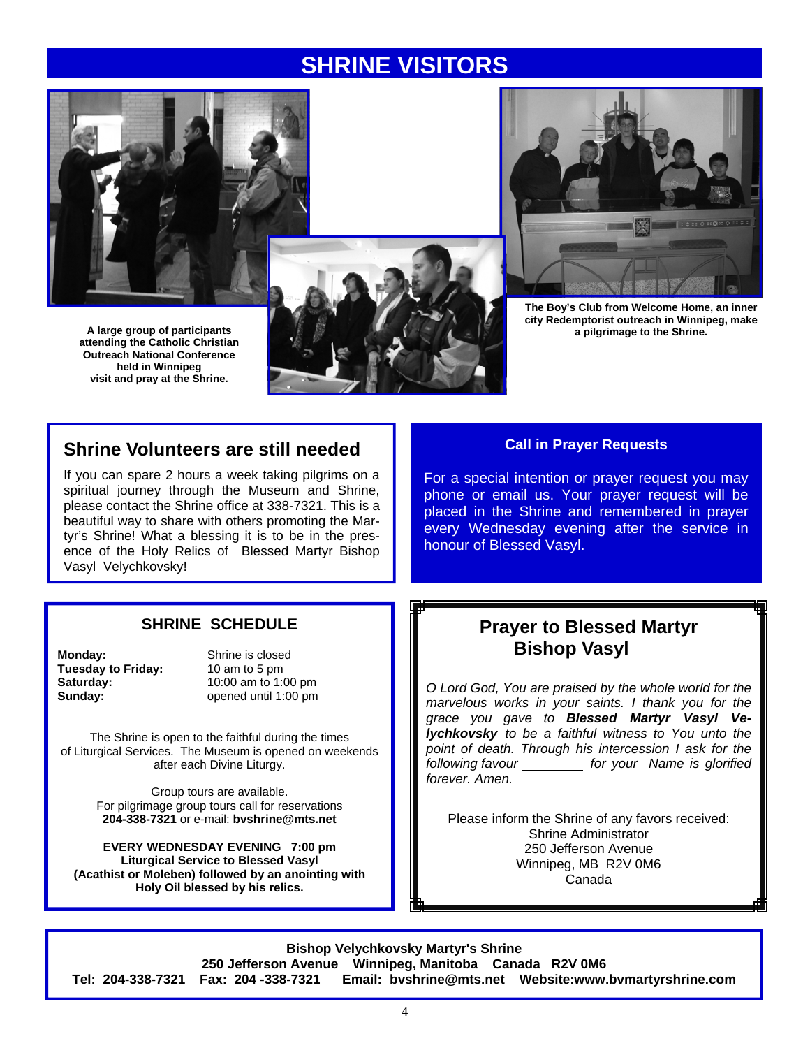# SHRINE VISITORS

A large group of participants attending the Catholic Christian Outreach National Conference held in Winnipeg visit and pray at the Shrine.

The Boy's Club from Welcome Home, an inner city Redemptorist outreach in Winnipeg, make a pilgrimage to the Shrine.

## Shrine Volunteers are still needed

If you can spare 2 hours a week taking pilgrims on a spiritual journey through the Museum and Shrine, please contact the Shrine office at 338-7321. This is a beautiful way to share with others promoting the Martyr's Shrine! What a blessing it is to be in the presence of the Holy Relics of Blessed Martyr Bishop Vasyl Velychkovsky!

### Call in Prayer Requests

For a special intention or prayer request you may phone or email us. Your prayer request will be placed in the Shrine and remembered in prayer every Wednesday evening after the service in honour of Blessed Vasyl.

### SHRINE SCHEDULE

| | |
|---|---|
| **Monday:** | Shrine is closed |
| **Tuesday to Friday:** | 10 am to 5 pm |
| **Saturday:** | 10:00 am to 1:00 pm |
| **Sunday:** | opened until 1:00 pm |

The Shrine is open to the faithful during the times of Liturgical Services. The Museum is opened on weekends after each Divine Liturgy.

Group tours are available.
For pilgrimage group tours call for reservations
**204-338-7321** or e-mail: **bvshrine@mts.net**

**EVERY WEDNESDAY EVENING 7:00 pm**
**Liturgical Service to Blessed Vasyl**
**(Acathist or Moleben) followed by an anointing with Holy Oil blessed by his relics.**

## Prayer to Blessed Martyr Bishop Vasyl

*O Lord God, You are praised by the whole world for the marvelous works in your saints. I thank you for the grace you gave to **Blessed Martyr Vasyl Velychkovsky** to be a faithful witness to You unto the point of death. Through his intercession I ask for the following favour \_\_\_\_\_\_\_\_ for your Name is glorified forever. Amen.*

Please inform the Shrine of any favors received:
Shrine Administrator
250 Jefferson Avenue
Winnipeg, MB R2V 0M6
Canada

**Bishop Velychkovsky Martyr's Shrine**
**250 Jefferson Avenue Winnipeg, Manitoba Canada R2V 0M6**
**Tel: 204-338-7321 Fax: 204 -338-7321 Email: bvshrine@mts.net Website:www.bvmartyrshrine.com**